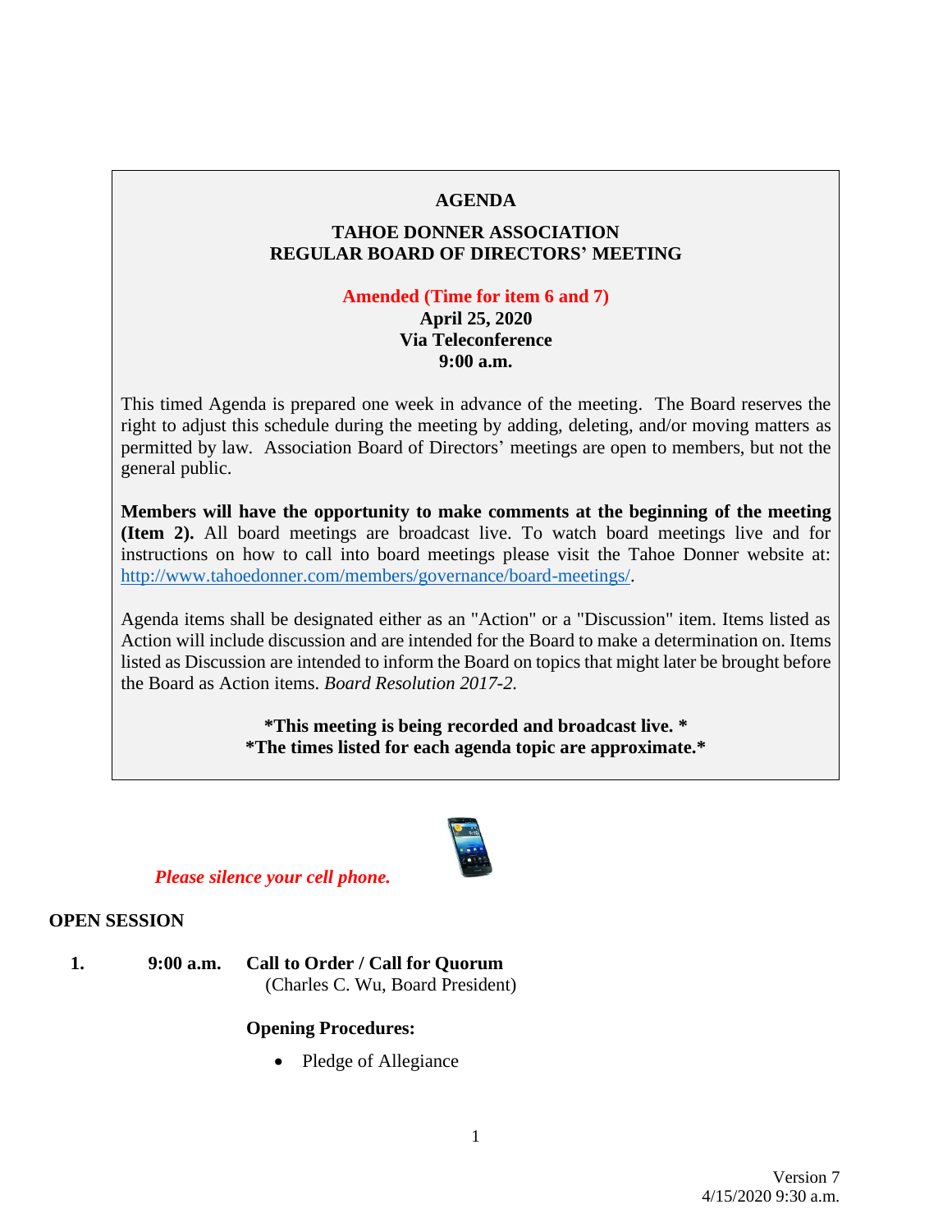# AGENDA

## TAHOE DONNER ASSOCIATION
## REGULAR BOARD OF DIRECTORS' MEETING

**Amended (Time for item 6 and 7)**
**April 25, 2020**
**Via Teleconference**
**9:00 a.m.**

This timed Agenda is prepared one week in advance of the meeting. The Board reserves the right to adjust this schedule during the meeting by adding, deleting, and/or moving matters as permitted by law. Association Board of Directors' meetings are open to members, but not the general public.

**Members will have the opportunity to make comments at the beginning of the meeting (Item 2).** All board meetings are broadcast live. To watch board meetings live and for instructions on how to call into board meetings please visit the Tahoe Donner website at: [http://www.tahoedonner.com/members/governance/board-meetings/](http://www.tahoedonner.com/members/governance/board-meetings/).

Agenda items shall be designated either as an "Action" or a "Discussion" item. Items listed as Action will include discussion and are intended for the Board to make a determination on. Items listed as Discussion are intended to inform the Board on topics that might later be brought before the Board as Action items. *Board Resolution 2017-2.*

**\*This meeting is being recorded and broadcast live. \***
**\*The times listed for each agenda topic are approximate.\***

***Please silence your cell phone.***

## OPEN SESSION

**1. 9:00 a.m. Call to Order / Call for Quorum**
(Charles C. Wu, Board President)

**Opening Procedures:**

- Pledge of Allegiance

Version 7
4/15/2020 9:30 a.m.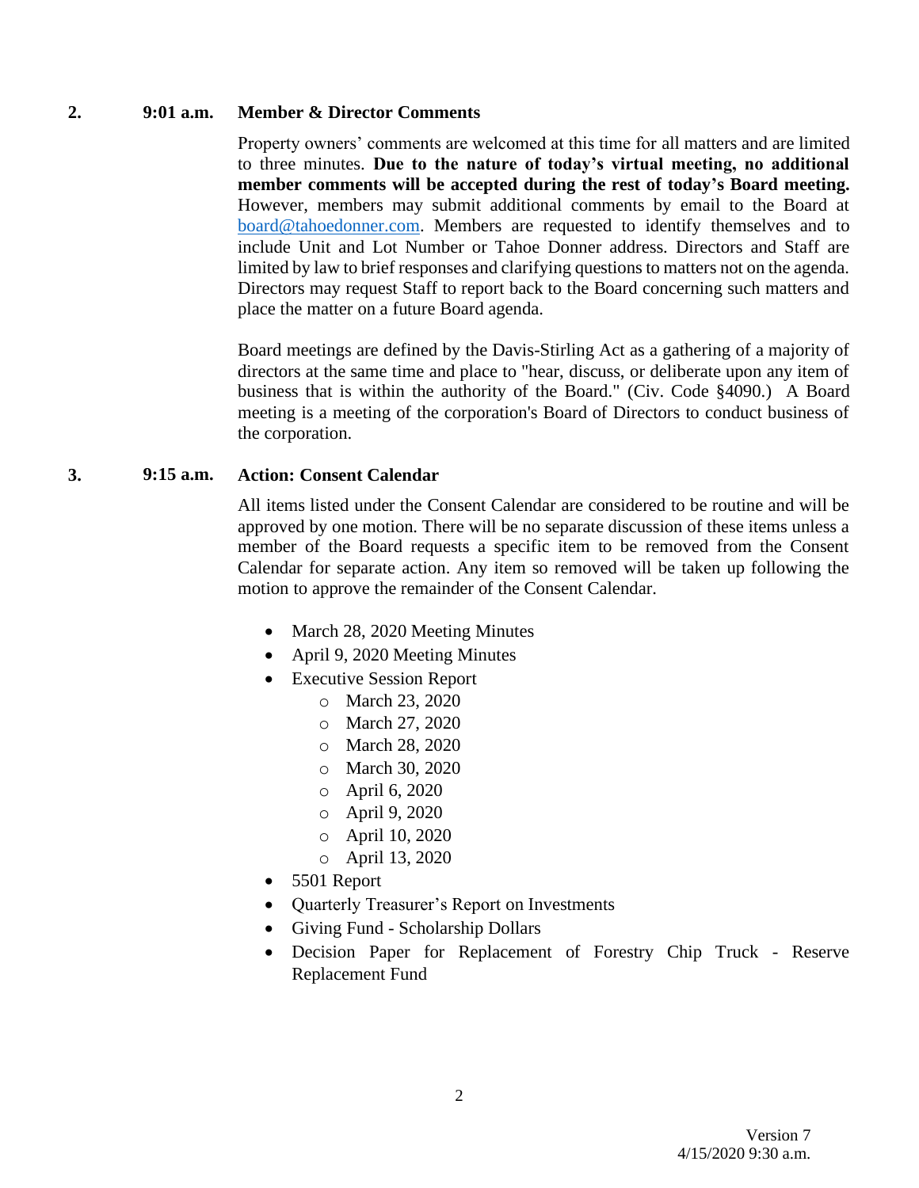**2. 9:01 a.m. Member & Director Comments**

Property owners' comments are welcomed at this time for all matters and are limited to three minutes. **Due to the nature of today's virtual meeting, no additional member comments will be accepted during the rest of today's Board meeting.** However, members may submit additional comments by email to the Board at board@tahoedonner.com. Members are requested to identify themselves and to include Unit and Lot Number or Tahoe Donner address. Directors and Staff are limited by law to brief responses and clarifying questions to matters not on the agenda. Directors may request Staff to report back to the Board concerning such matters and place the matter on a future Board agenda.

Board meetings are defined by the Davis-Stirling Act as a gathering of a majority of directors at the same time and place to "hear, discuss, or deliberate upon any item of business that is within the authority of the Board." (Civ. Code §4090.) A Board meeting is a meeting of the corporation's Board of Directors to conduct business of the corporation.

**3. 9:15 a.m. Action: Consent Calendar**

All items listed under the Consent Calendar are considered to be routine and will be approved by one motion. There will be no separate discussion of these items unless a member of the Board requests a specific item to be removed from the Consent Calendar for separate action. Any item so removed will be taken up following the motion to approve the remainder of the Consent Calendar.

- March 28, 2020 Meeting Minutes
- April 9, 2020 Meeting Minutes
- Executive Session Report
  - March 23, 2020
  - March 27, 2020
  - March 28, 2020
  - March 30, 2020
  - April 6, 2020
  - April 9, 2020
  - April 10, 2020
  - April 13, 2020
- 5501 Report
- Quarterly Treasurer's Report on Investments
- Giving Fund - Scholarship Dollars
- Decision Paper for Replacement of Forestry Chip Truck - Reserve Replacement Fund

Version 7
4/15/2020 9:30 a.m.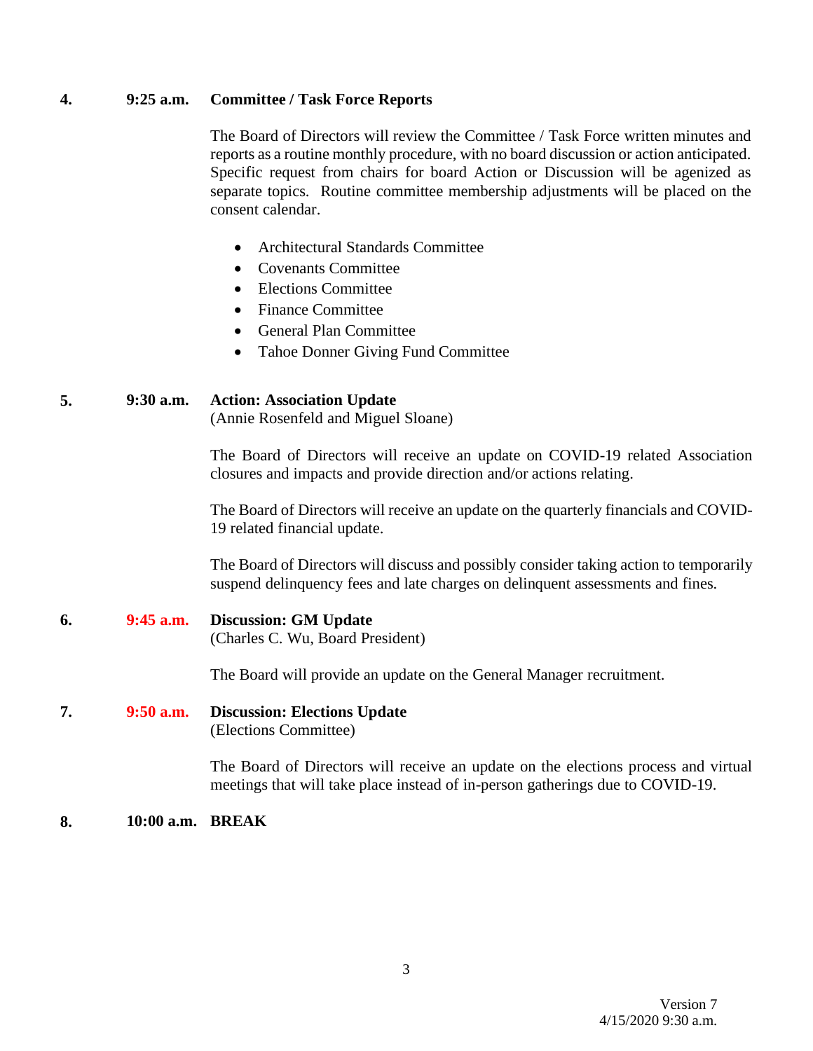**4. 9:25 a.m. Committee / Task Force Reports**

The Board of Directors will review the Committee / Task Force written minutes and reports as a routine monthly procedure, with no board discussion or action anticipated. Specific request from chairs for board Action or Discussion will be agenized as separate topics. Routine committee membership adjustments will be placed on the consent calendar.

- Architectural Standards Committee
- Covenants Committee
- Elections Committee
- Finance Committee
- General Plan Committee
- Tahoe Donner Giving Fund Committee

**5. 9:30 a.m. Action: Association Update**
(Annie Rosenfeld and Miguel Sloane)

The Board of Directors will receive an update on COVID-19 related Association closures and impacts and provide direction and/or actions relating.

The Board of Directors will receive an update on the quarterly financials and COVID-19 related financial update.

The Board of Directors will discuss and possibly consider taking action to temporarily suspend delinquency fees and late charges on delinquent assessments and fines.

**6. 9:45 a.m. Discussion: GM Update**
(Charles C. Wu, Board President)

The Board will provide an update on the General Manager recruitment.

**7. 9:50 a.m. Discussion: Elections Update**
(Elections Committee)

The Board of Directors will receive an update on the elections process and virtual meetings that will take place instead of in-person gatherings due to COVID-19.

**8. 10:00 a.m. BREAK**

Version 7
4/15/2020 9:30 a.m.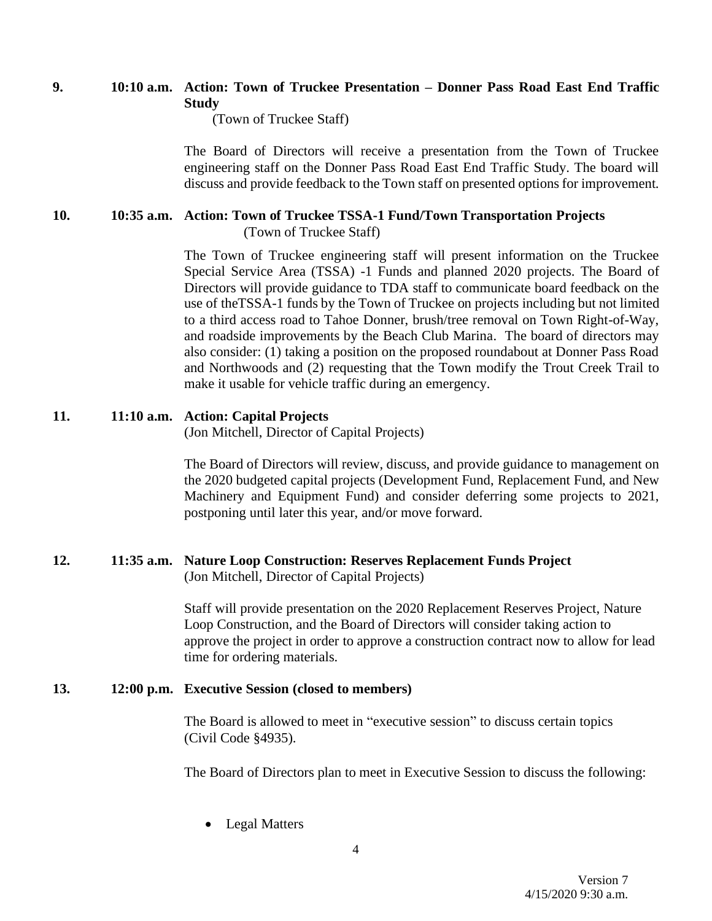**9. 10:10 a.m. Action: Town of Truckee Presentation – Donner Pass Road East End Traffic Study**

(Town of Truckee Staff)

The Board of Directors will receive a presentation from the Town of Truckee engineering staff on the Donner Pass Road East End Traffic Study. The board will discuss and provide feedback to the Town staff on presented options for improvement.

**10. 10:35 a.m. Action: Town of Truckee TSSA-1 Fund/Town Transportation Projects**

(Town of Truckee Staff)

The Town of Truckee engineering staff will present information on the Truckee Special Service Area (TSSA) -1 Funds and planned 2020 projects. The Board of Directors will provide guidance to TDA staff to communicate board feedback on the use of theTSSA-1 funds by the Town of Truckee on projects including but not limited to a third access road to Tahoe Donner, brush/tree removal on Town Right-of-Way, and roadside improvements by the Beach Club Marina. The board of directors may also consider: (1) taking a position on the proposed roundabout at Donner Pass Road and Northwoods and (2) requesting that the Town modify the Trout Creek Trail to make it usable for vehicle traffic during an emergency.

**11. 11:10 a.m. Action: Capital Projects**

(Jon Mitchell, Director of Capital Projects)

The Board of Directors will review, discuss, and provide guidance to management on the 2020 budgeted capital projects (Development Fund, Replacement Fund, and New Machinery and Equipment Fund) and consider deferring some projects to 2021, postponing until later this year, and/or move forward.

**12. 11:35 a.m. Nature Loop Construction: Reserves Replacement Funds Project**

(Jon Mitchell, Director of Capital Projects)

Staff will provide presentation on the 2020 Replacement Reserves Project, Nature Loop Construction, and the Board of Directors will consider taking action to approve the project in order to approve a construction contract now to allow for lead time for ordering materials.

**13. 12:00 p.m. Executive Session (closed to members)**

The Board is allowed to meet in "executive session" to discuss certain topics (Civil Code §4935).

The Board of Directors plan to meet in Executive Session to discuss the following:

- Legal Matters

Version 7
4/15/2020 9:30 a.m.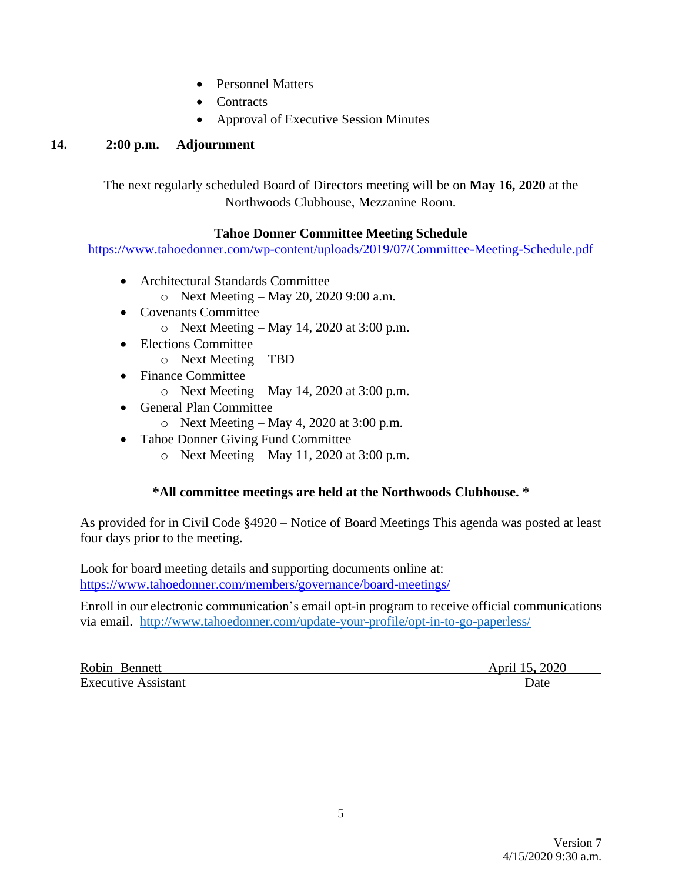- Personnel Matters
- Contracts
- Approval of Executive Session Minutes

**14. 2:00 p.m. Adjournment**

The next regularly scheduled Board of Directors meeting will be on **May 16, 2020** at the Northwoods Clubhouse, Mezzanine Room.

**Tahoe Donner Committee Meeting Schedule**

https://www.tahoedonner.com/wp-content/uploads/2019/07/Committee-Meeting-Schedule.pdf

- Architectural Standards Committee
  - Next Meeting – May 20, 2020 9:00 a.m.
- Covenants Committee
  - Next Meeting – May 14, 2020 at 3:00 p.m.
- Elections Committee
  - Next Meeting – TBD
- Finance Committee
  - Next Meeting – May 14, 2020 at 3:00 p.m.
- General Plan Committee
  - Next Meeting – May 4, 2020 at 3:00 p.m.
- Tahoe Donner Giving Fund Committee
  - Next Meeting – May 11, 2020 at 3:00 p.m.

***All committee meetings are held at the Northwoods Clubhouse. ***

As provided for in Civil Code §4920 – Notice of Board Meetings This agenda was posted at least four days prior to the meeting.

Look for board meeting details and supporting documents online at:
https://www.tahoedonner.com/members/governance/board-meetings/

Enroll in our electronic communication's email opt-in program to receive official communications via email. http://www.tahoedonner.com/update-your-profile/opt-in-to-go-paperless/

Robin Bennett — April 15, 2020
Executive Assistant — Date

Version 7
4/15/2020 9:30 a.m.